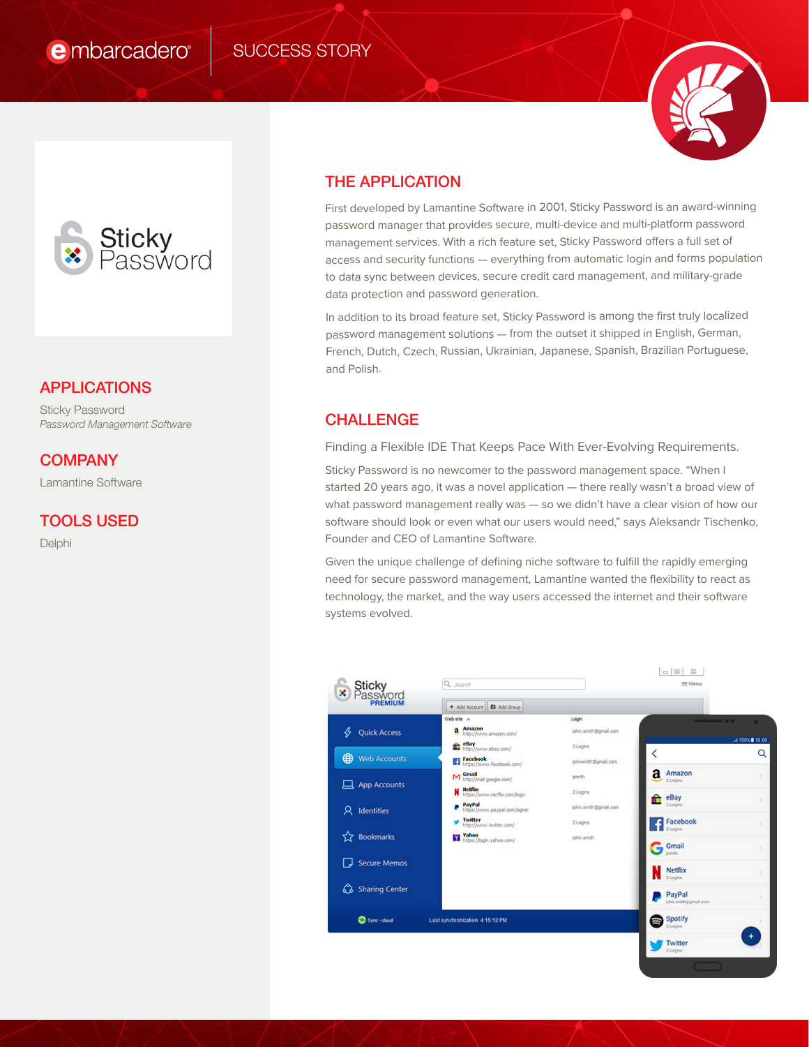embarcadero | SUCCESS STORY

Sticky Password

## APPLICATIONS

Sticky Password
*Password Management Software*

## COMPANY

Lamantine Software

## TOOLS USED

Delphi

## THE APPLICATION

First developed by Lamantine Software in 2001, Sticky Password is an award-winning password manager that provides secure, multi-device and multi-platform password management services. With a rich feature set, Sticky Password offers a full set of access and security functions — everything from automatic login and forms population to data sync between devices, secure credit card management, and military-grade data protection and password generation.

In addition to its broad feature set, Sticky Password is among the first truly localized password management solutions — from the outset it shipped in English, German, French, Dutch, Czech, Russian, Ukrainian, Japanese, Spanish, Brazilian Portuguese, and Polish.

## CHALLENGE

Finding a Flexible IDE That Keeps Pace With Ever-Evolving Requirements.

Sticky Password is no newcomer to the password management space. "When I started 20 years ago, it was a novel application — there really wasn't a broad view of what password management really was — so we didn't have a clear vision of how our software should look or even what our users would need," says Aleksandr Tischenko, Founder and CEO of Lamantine Software.

Given the unique challenge of defining niche software to fulfill the rapidly emerging need for secure password management, Lamantine wanted the flexibility to react as technology, the market, and the way users accessed the internet and their software systems evolved.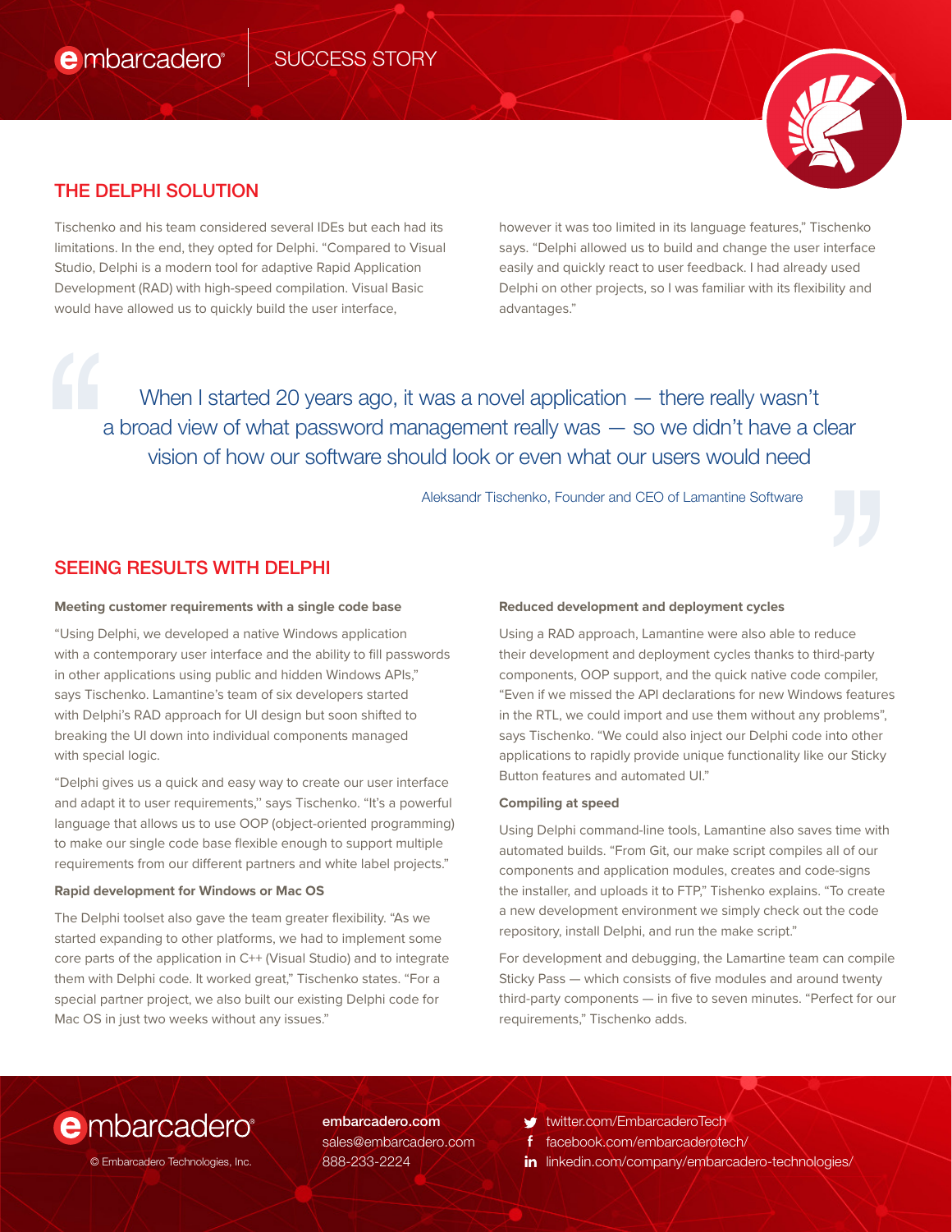## THE DELPHI SOLUTION

Tischenko and his team considered several IDEs but each had its limitations. In the end, they opted for Delphi. "Compared to Visual Studio, Delphi is a modern tool for adaptive Rapid Application Development (RAD) with high-speed compilation. Visual Basic would have allowed us to quickly build the user interface, however it was too limited in its language features," Tischenko says. "Delphi allowed us to build and change the user interface easily and quickly react to user feedback. I had already used Delphi on other projects, so I was familiar with its flexibility and advantages."

> When I started 20 years ago, it was a novel application — there really wasn't a broad view of what password management really was — so we didn't have a clear vision of how our software should look or even what our users would need
>
> Aleksandr Tischenko, Founder and CEO of Lamantine Software

## SEEING RESULTS WITH DELPHI

**Meeting customer requirements with a single code base**

"Using Delphi, we developed a native Windows application with a contemporary user interface and the ability to fill passwords in other applications using public and hidden Windows APIs," says Tischenko. Lamantine's team of six developers started with Delphi's RAD approach for UI design but soon shifted to breaking the UI down into individual components managed with special logic.

"Delphi gives us a quick and easy way to create our user interface and adapt it to user requirements," says Tischenko. "It's a powerful language that allows us to use OOP (object-oriented programming) to make our single code base flexible enough to support multiple requirements from our different partners and white label projects."

**Rapid development for Windows or Mac OS**

The Delphi toolset also gave the team greater flexibility. "As we started expanding to other platforms, we had to implement some core parts of the application in C++ (Visual Studio) and to integrate them with Delphi code. It worked great," Tischenko states. "For a special partner project, we also built our existing Delphi code for Mac OS in just two weeks without any issues."

**Reduced development and deployment cycles**

Using a RAD approach, Lamantine were also able to reduce their development and deployment cycles thanks to third-party components, OOP support, and the quick native code compiler, "Even if we missed the API declarations for new Windows features in the RTL, we could import and use them without any problems", says Tischenko. "We could also inject our Delphi code into other applications to rapidly provide unique functionality like our Sticky Button features and automated UI."

**Compiling at speed**

Using Delphi command-line tools, Lamantine also saves time with automated builds. "From Git, our make script compiles all of our components and application modules, creates and code-signs the installer, and uploads it to FTP," Tishenko explains. "To create a new development environment we simply check out the code repository, install Delphi, and run the make script."

For development and debugging, the Lamartine team can compile Sticky Pass — which consists of five modules and around twenty third-party components — in five to seven minutes. "Perfect for our requirements," Tischenko adds.

embarcadero

© Embarcadero Technologies, Inc.

**embarcadero.com**
sales@embarcadero.com
888-233-2224

twitter.com/EmbarcaderoTech
facebook.com/embarcaderotech/
linkedin.com/company/embarcadero-technologies/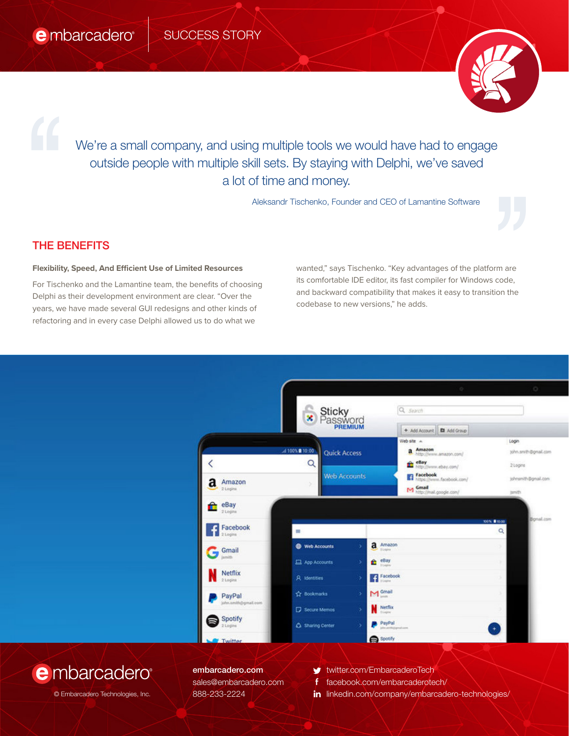SUCCESS STORY

> We're a small company, and using multiple tools we would have had to engage outside people with multiple skill sets. By staying with Delphi, we've saved a lot of time and money.
>
> Aleksandr Tischenko, Founder and CEO of Lamantine Software

## THE BENEFITS

**Flexibility, Speed, And Efficient Use of Limited Resources**

For Tischenko and the Lamantine team, the benefits of choosing Delphi as their development environment are clear. "Over the years, we have made several GUI redesigns and other kinds of refactoring and in every case Delphi allowed us to do what we wanted," says Tischenko. "Key advantages of the platform are its comfortable IDE editor, its fast compiler for Windows code, and backward compatibility that makes it easy to transition the codebase to new versions," he adds.

embarcadero.com
sales@embarcadero.com
888-233-2224

twitter.com/EmbarcaderoTech
facebook.com/embarcaderotech/
linkedin.com/company/embarcadero-technologies/

© Embarcadero Technologies, Inc.